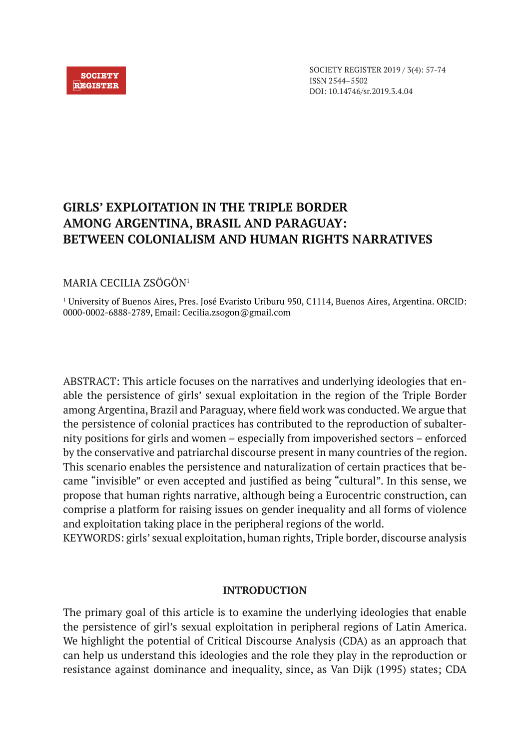SOCIETY REGISTER 2019 / 3(4): 57-74
ISSN 2544–5502
DOI: 10.14746/sr.2019.3.4.04

# GIRLS' EXPLOITATION IN THE TRIPLE BORDER AMONG ARGENTINA, BRASIL AND PARAGUAY: BETWEEN COLONIALISM AND HUMAN RIGHTS NARRATIVES

MARIA CECILIA ZSÖGÖN[1]

[1] University of Buenos Aires, Pres. José Evaristo Uriburu 950, C1114, Buenos Aires, Argentina. ORCID: 0000-0002-6888-2789, Email: Cecilia.zsogon@gmail.com

ABSTRACT: This article focuses on the narratives and underlying ideologies that enable the persistence of girls' sexual exploitation in the region of the Triple Border among Argentina, Brazil and Paraguay, where field work was conducted. We argue that the persistence of colonial practices has contributed to the reproduction of subalternity positions for girls and women – especially from impoverished sectors – enforced by the conservative and patriarchal discourse present in many countries of the region. This scenario enables the persistence and naturalization of certain practices that became "invisible" or even accepted and justified as being "cultural". In this sense, we propose that human rights narrative, although being a Eurocentric construction, can comprise a platform for raising issues on gender inequality and all forms of violence and exploitation taking place in the peripheral regions of the world.
KEYWORDS: girls' sexual exploitation, human rights, Triple border, discourse analysis

## INTRODUCTION

The primary goal of this article is to examine the underlying ideologies that enable the persistence of girl's sexual exploitation in peripheral regions of Latin America. We highlight the potential of Critical Discourse Analysis (CDA) as an approach that can help us understand this ideologies and the role they play in the reproduction or resistance against dominance and inequality, since, as Van Dijk (1995) states; CDA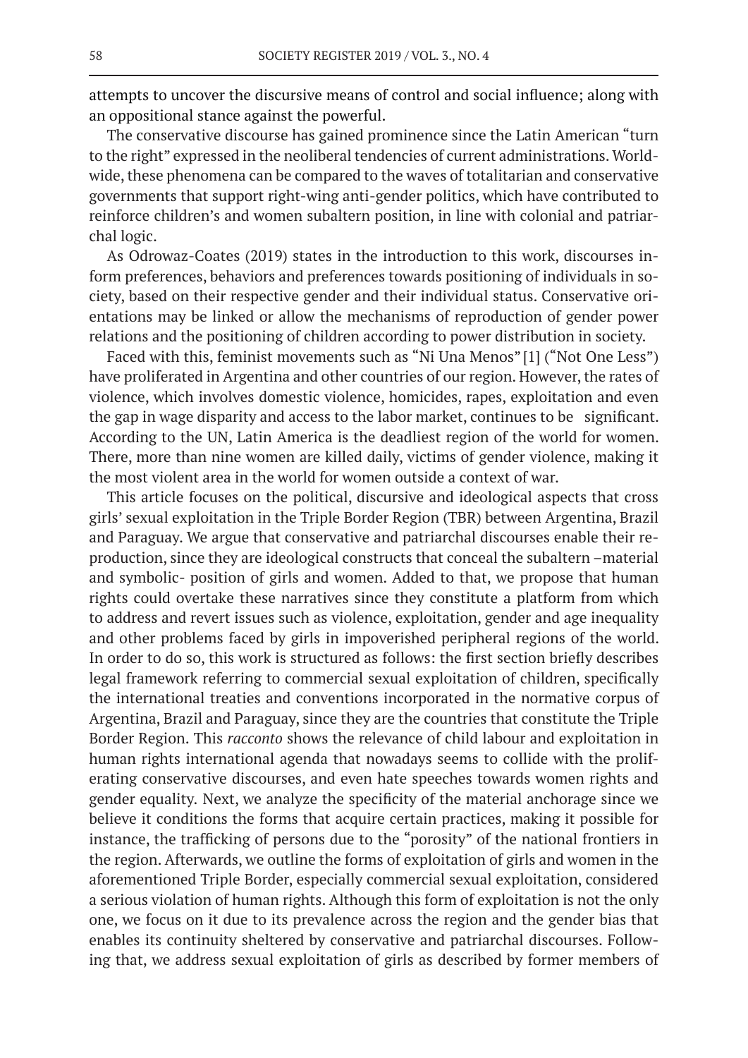attempts to uncover the discursive means of control and social influence; along with an oppositional stance against the powerful.

The conservative discourse has gained prominence since the Latin American "turn to the right" expressed in the neoliberal tendencies of current administrations. Worldwide, these phenomena can be compared to the waves of totalitarian and conservative governments that support right-wing anti-gender politics, which have contributed to reinforce children's and women subaltern position, in line with colonial and patriarchal logic.

As Odrowaz-Coates (2019) states in the introduction to this work, discourses inform preferences, behaviors and preferences towards positioning of individuals in society, based on their respective gender and their individual status. Conservative orientations may be linked or allow the mechanisms of reproduction of gender power relations and the positioning of children according to power distribution in society.

Faced with this, feminist movements such as "Ni Una Menos" [1] ("Not One Less") have proliferated in Argentina and other countries of our region. However, the rates of violence, which involves domestic violence, homicides, rapes, exploitation and even the gap in wage disparity and access to the labor market, continues to be significant. According to the UN, Latin America is the deadliest region of the world for women. There, more than nine women are killed daily, victims of gender violence, making it the most violent area in the world for women outside a context of war.

This article focuses on the political, discursive and ideological aspects that cross girls' sexual exploitation in the Triple Border Region (TBR) between Argentina, Brazil and Paraguay. We argue that conservative and patriarchal discourses enable their reproduction, since they are ideological constructs that conceal the subaltern –material and symbolic- position of girls and women. Added to that, we propose that human rights could overtake these narratives since they constitute a platform from which to address and revert issues such as violence, exploitation, gender and age inequality and other problems faced by girls in impoverished peripheral regions of the world. In order to do so, this work is structured as follows: the first section briefly describes legal framework referring to commercial sexual exploitation of children, specifically the international treaties and conventions incorporated in the normative corpus of Argentina, Brazil and Paraguay, since they are the countries that constitute the Triple Border Region. This *racconto* shows the relevance of child labour and exploitation in human rights international agenda that nowadays seems to collide with the proliferating conservative discourses, and even hate speeches towards women rights and gender equality. Next, we analyze the specificity of the material anchorage since we believe it conditions the forms that acquire certain practices, making it possible for instance, the trafficking of persons due to the "porosity" of the national frontiers in the region. Afterwards, we outline the forms of exploitation of girls and women in the aforementioned Triple Border, especially commercial sexual exploitation, considered a serious violation of human rights. Although this form of exploitation is not the only one, we focus on it due to its prevalence across the region and the gender bias that enables its continuity sheltered by conservative and patriarchal discourses. Following that, we address sexual exploitation of girls as described by former members of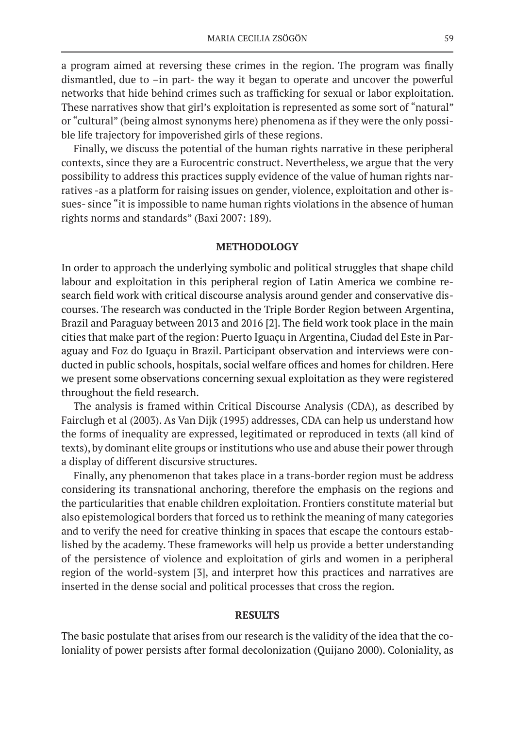a program aimed at reversing these crimes in the region. The program was finally dismantled, due to –in part- the way it began to operate and uncover the powerful networks that hide behind crimes such as trafficking for sexual or labor exploitation. These narratives show that girl's exploitation is represented as some sort of "natural" or "cultural" (being almost synonyms here) phenomena as if they were the only possible life trajectory for impoverished girls of these regions.

Finally, we discuss the potential of the human rights narrative in these peripheral contexts, since they are a Eurocentric construct. Nevertheless, we argue that the very possibility to address this practices supply evidence of the value of human rights narratives -as a platform for raising issues on gender, violence, exploitation and other issues- since "it is impossible to name human rights violations in the absence of human rights norms and standards" (Baxi 2007: 189).

## METHODOLOGY

In order to approach the underlying symbolic and political struggles that shape child labour and exploitation in this peripheral region of Latin America we combine research field work with critical discourse analysis around gender and conservative discourses. The research was conducted in the Triple Border Region between Argentina, Brazil and Paraguay between 2013 and 2016 [2]. The field work took place in the main cities that make part of the region: Puerto Iguaçu in Argentina, Ciudad del Este in Paraguay and Foz do Iguaçu in Brazil. Participant observation and interviews were conducted in public schools, hospitals, social welfare offices and homes for children. Here we present some observations concerning sexual exploitation as they were registered throughout the field research.

The analysis is framed within Critical Discourse Analysis (CDA), as described by Fairclugh et al (2003). As Van Dijk (1995) addresses, CDA can help us understand how the forms of inequality are expressed, legitimated or reproduced in texts (all kind of texts), by dominant elite groups or institutions who use and abuse their power through a display of different discursive structures.

Finally, any phenomenon that takes place in a trans-border region must be address considering its transnational anchoring, therefore the emphasis on the regions and the particularities that enable children exploitation. Frontiers constitute material but also epistemological borders that forced us to rethink the meaning of many categories and to verify the need for creative thinking in spaces that escape the contours established by the academy. These frameworks will help us provide a better understanding of the persistence of violence and exploitation of girls and women in a peripheral region of the world-system [3], and interpret how this practices and narratives are inserted in the dense social and political processes that cross the region.

## RESULTS

The basic postulate that arises from our research is the validity of the idea that the coloniality of power persists after formal decolonization (Quijano 2000). Coloniality, as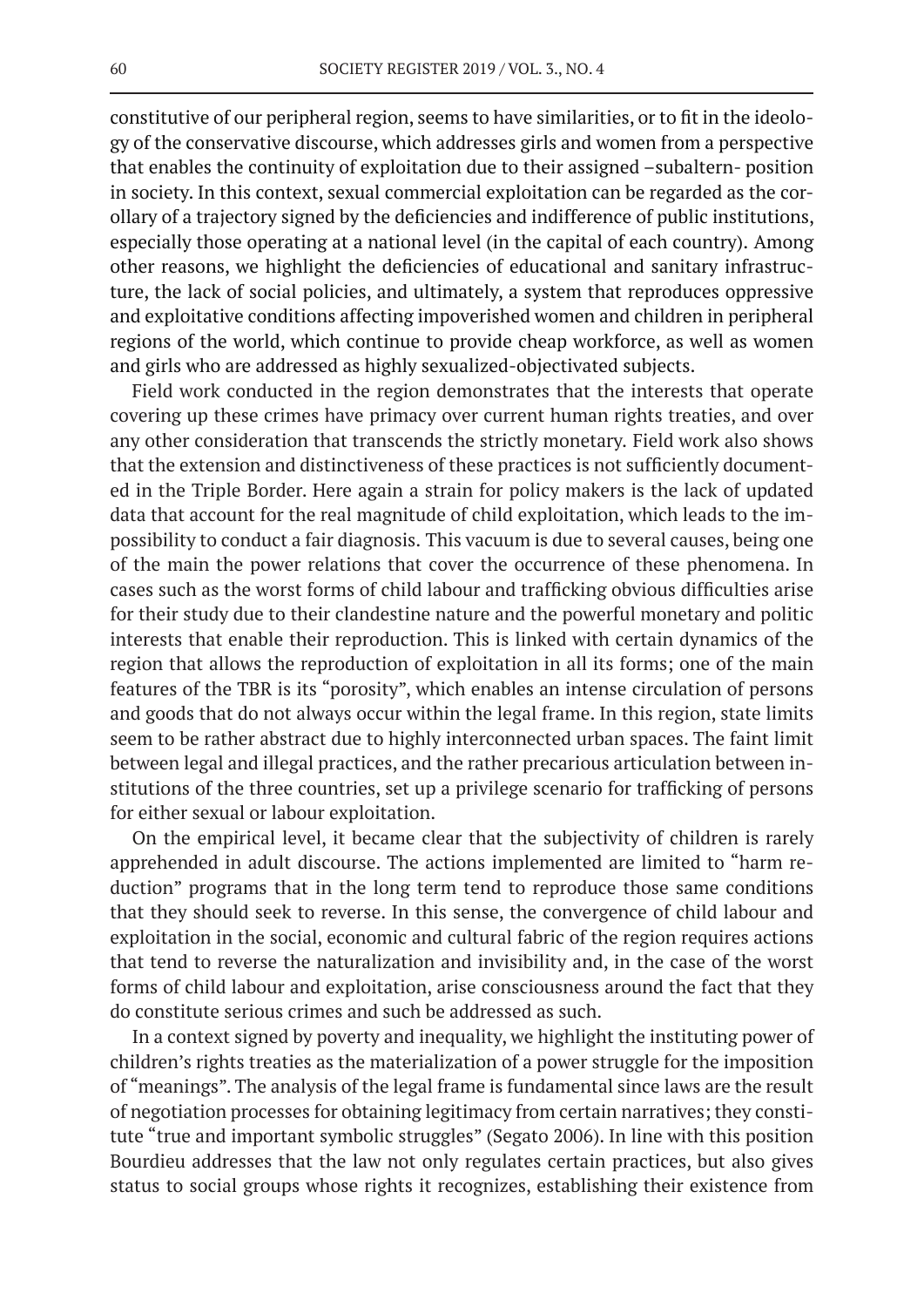constitutive of our peripheral region, seems to have similarities, or to fit in the ideology of the conservative discourse, which addresses girls and women from a perspective that enables the continuity of exploitation due to their assigned –subaltern- position in society. In this context, sexual commercial exploitation can be regarded as the corollary of a trajectory signed by the deficiencies and indifference of public institutions, especially those operating at a national level (in the capital of each country). Among other reasons, we highlight the deficiencies of educational and sanitary infrastructure, the lack of social policies, and ultimately, a system that reproduces oppressive and exploitative conditions affecting impoverished women and children in peripheral regions of the world, which continue to provide cheap workforce, as well as women and girls who are addressed as highly sexualized-objectivated subjects.

Field work conducted in the region demonstrates that the interests that operate covering up these crimes have primacy over current human rights treaties, and over any other consideration that transcends the strictly monetary. Field work also shows that the extension and distinctiveness of these practices is not sufficiently documented in the Triple Border. Here again a strain for policy makers is the lack of updated data that account for the real magnitude of child exploitation, which leads to the impossibility to conduct a fair diagnosis. This vacuum is due to several causes, being one of the main the power relations that cover the occurrence of these phenomena. In cases such as the worst forms of child labour and trafficking obvious difficulties arise for their study due to their clandestine nature and the powerful monetary and politic interests that enable their reproduction. This is linked with certain dynamics of the region that allows the reproduction of exploitation in all its forms; one of the main features of the TBR is its "porosity", which enables an intense circulation of persons and goods that do not always occur within the legal frame. In this region, state limits seem to be rather abstract due to highly interconnected urban spaces. The faint limit between legal and illegal practices, and the rather precarious articulation between institutions of the three countries, set up a privilege scenario for trafficking of persons for either sexual or labour exploitation.

On the empirical level, it became clear that the subjectivity of children is rarely apprehended in adult discourse. The actions implemented are limited to "harm reduction" programs that in the long term tend to reproduce those same conditions that they should seek to reverse. In this sense, the convergence of child labour and exploitation in the social, economic and cultural fabric of the region requires actions that tend to reverse the naturalization and invisibility and, in the case of the worst forms of child labour and exploitation, arise consciousness around the fact that they do constitute serious crimes and such be addressed as such.

In a context signed by poverty and inequality, we highlight the instituting power of children's rights treaties as the materialization of a power struggle for the imposition of "meanings". The analysis of the legal frame is fundamental since laws are the result of negotiation processes for obtaining legitimacy from certain narratives; they constitute "true and important symbolic struggles" (Segato 2006). In line with this position Bourdieu addresses that the law not only regulates certain practices, but also gives status to social groups whose rights it recognizes, establishing their existence from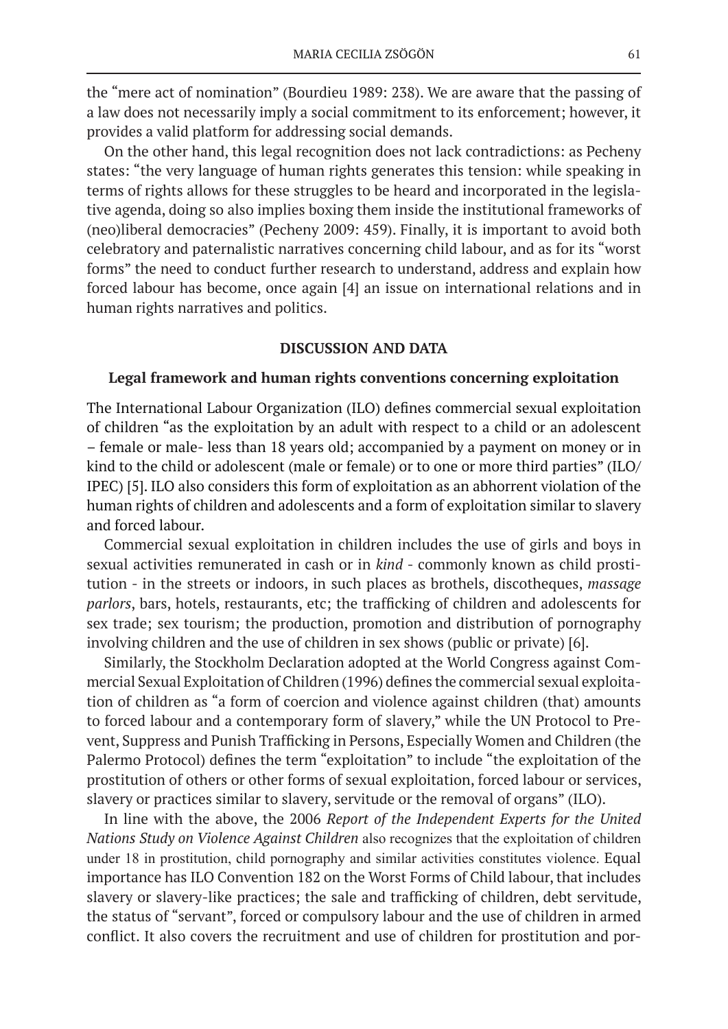the "mere act of nomination" (Bourdieu 1989: 238). We are aware that the passing of a law does not necessarily imply a social commitment to its enforcement; however, it provides a valid platform for addressing social demands.

On the other hand, this legal recognition does not lack contradictions: as Pecheny states: "the very language of human rights generates this tension: while speaking in terms of rights allows for these struggles to be heard and incorporated in the legislative agenda, doing so also implies boxing them inside the institutional frameworks of (neo)liberal democracies" (Pecheny 2009: 459). Finally, it is important to avoid both celebratory and paternalistic narratives concerning child labour, and as for its "worst forms" the need to conduct further research to understand, address and explain how forced labour has become, once again [4] an issue on international relations and in human rights narratives and politics.

## DISCUSSION AND DATA

### Legal framework and human rights conventions concerning exploitation

The International Labour Organization (ILO) defines commercial sexual exploitation of children "as the exploitation by an adult with respect to a child or an adolescent – female or male- less than 18 years old; accompanied by a payment on money or in kind to the child or adolescent (male or female) or to one or more third parties" (ILO/IPEC) [5]. ILO also considers this form of exploitation as an abhorrent violation of the human rights of children and adolescents and a form of exploitation similar to slavery and forced labour.

Commercial sexual exploitation in children includes the use of girls and boys in sexual activities remunerated in cash or in *kind* - commonly known as child prostitution - in the streets or indoors, in such places as brothels, discotheques, *massage parlors*, bars, hotels, restaurants, etc; the trafficking of children and adolescents for sex trade; sex tourism; the production, promotion and distribution of pornography involving children and the use of children in sex shows (public or private) [6].

Similarly, the Stockholm Declaration adopted at the World Congress against Commercial Sexual Exploitation of Children (1996) defines the commercial sexual exploitation of children as "a form of coercion and violence against children (that) amounts to forced labour and a contemporary form of slavery," while the UN Protocol to Prevent, Suppress and Punish Trafficking in Persons, Especially Women and Children (the Palermo Protocol) defines the term "exploitation" to include "the exploitation of the prostitution of others or other forms of sexual exploitation, forced labour or services, slavery or practices similar to slavery, servitude or the removal of organs" (ILO).

In line with the above, the 2006 *Report of the Independent Experts for the United Nations Study on Violence Against Children* also recognizes that the exploitation of children under 18 in prostitution, child pornography and similar activities constitutes violence. Equal importance has ILO Convention 182 on the Worst Forms of Child labour, that includes slavery or slavery-like practices; the sale and trafficking of children, debt servitude, the status of "servant", forced or compulsory labour and the use of children in armed conflict. It also covers the recruitment and use of children for prostitution and por-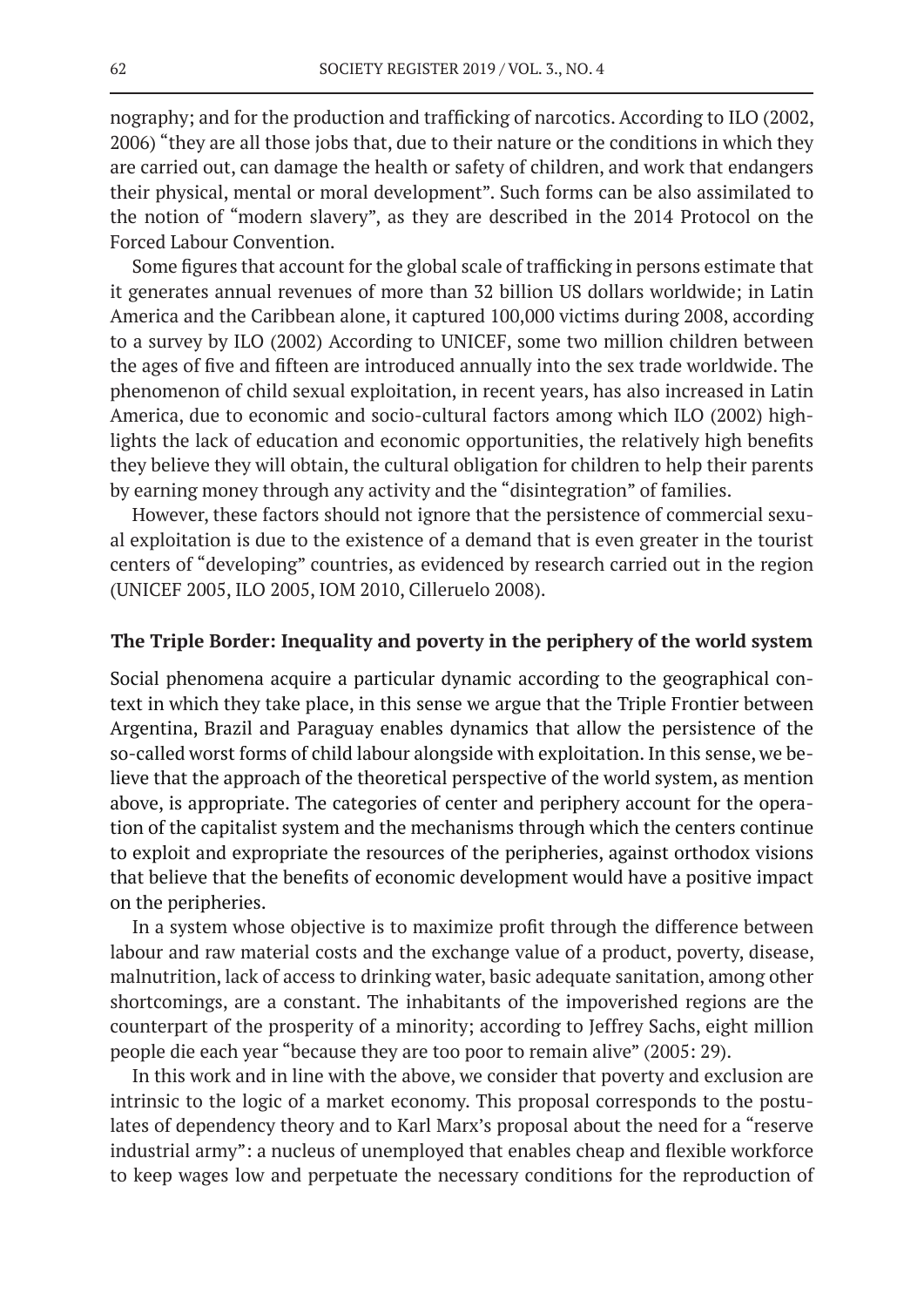nography; and for the production and trafficking of narcotics. According to ILO (2002, 2006) "they are all those jobs that, due to their nature or the conditions in which they are carried out, can damage the health or safety of children, and work that endangers their physical, mental or moral development". Such forms can be also assimilated to the notion of "modern slavery", as they are described in the 2014 Protocol on the Forced Labour Convention.

Some figures that account for the global scale of trafficking in persons estimate that it generates annual revenues of more than 32 billion US dollars worldwide; in Latin America and the Caribbean alone, it captured 100,000 victims during 2008, according to a survey by ILO (2002) According to UNICEF, some two million children between the ages of five and fifteen are introduced annually into the sex trade worldwide. The phenomenon of child sexual exploitation, in recent years, has also increased in Latin America, due to economic and socio-cultural factors among which ILO (2002) highlights the lack of education and economic opportunities, the relatively high benefits they believe they will obtain, the cultural obligation for children to help their parents by earning money through any activity and the "disintegration" of families.

However, these factors should not ignore that the persistence of commercial sexual exploitation is due to the existence of a demand that is even greater in the tourist centers of "developing" countries, as evidenced by research carried out in the region (UNICEF 2005, ILO 2005, IOM 2010, Cilleruelo 2008).

## The Triple Border: Inequality and poverty in the periphery of the world system

Social phenomena acquire a particular dynamic according to the geographical context in which they take place, in this sense we argue that the Triple Frontier between Argentina, Brazil and Paraguay enables dynamics that allow the persistence of the so-called worst forms of child labour alongside with exploitation. In this sense, we believe that the approach of the theoretical perspective of the world system, as mention above, is appropriate. The categories of center and periphery account for the operation of the capitalist system and the mechanisms through which the centers continue to exploit and expropriate the resources of the peripheries, against orthodox visions that believe that the benefits of economic development would have a positive impact on the peripheries.

In a system whose objective is to maximize profit through the difference between labour and raw material costs and the exchange value of a product, poverty, disease, malnutrition, lack of access to drinking water, basic adequate sanitation, among other shortcomings, are a constant. The inhabitants of the impoverished regions are the counterpart of the prosperity of a minority; according to Jeffrey Sachs, eight million people die each year "because they are too poor to remain alive" (2005: 29).

In this work and in line with the above, we consider that poverty and exclusion are intrinsic to the logic of a market economy. This proposal corresponds to the postulates of dependency theory and to Karl Marx's proposal about the need for a "reserve industrial army": a nucleus of unemployed that enables cheap and flexible workforce to keep wages low and perpetuate the necessary conditions for the reproduction of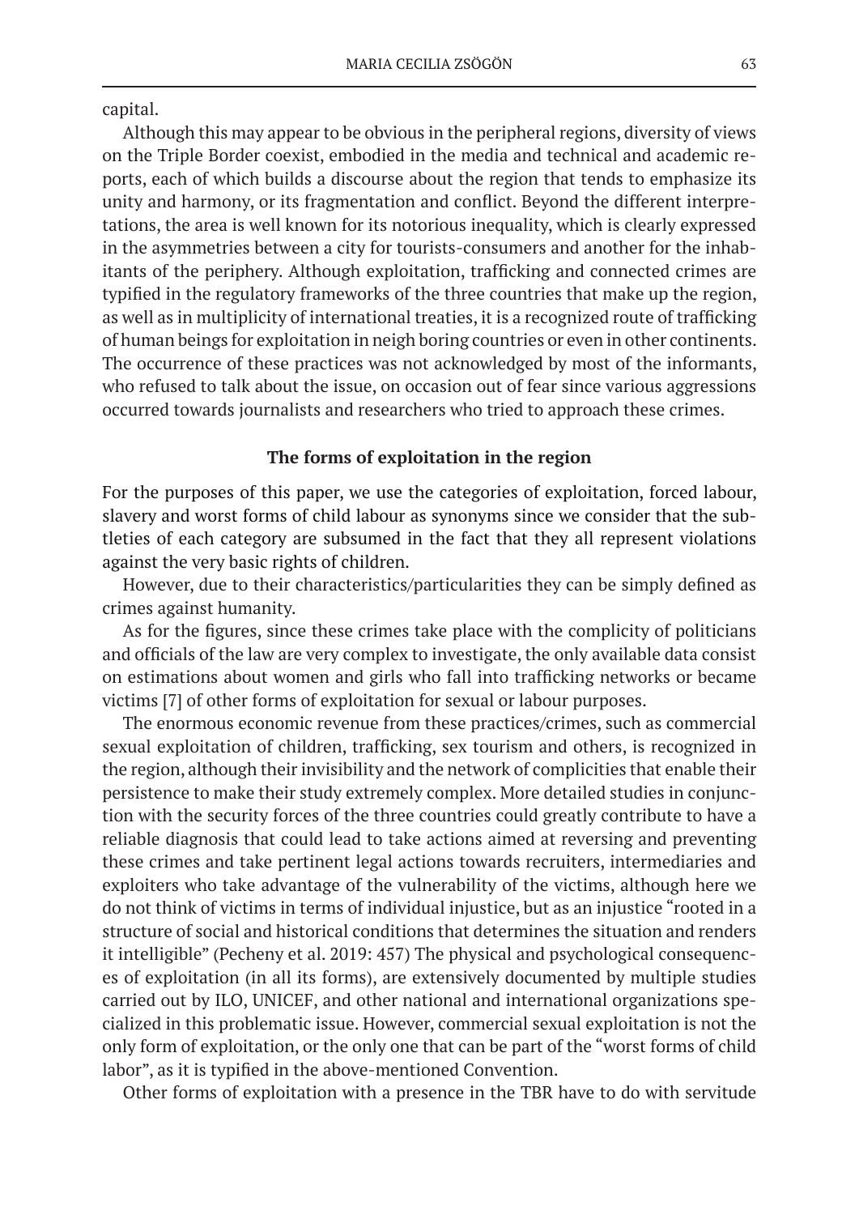capital.

Although this may appear to be obvious in the peripheral regions, diversity of views on the Triple Border coexist, embodied in the media and technical and academic reports, each of which builds a discourse about the region that tends to emphasize its unity and harmony, or its fragmentation and conflict. Beyond the different interpretations, the area is well known for its notorious inequality, which is clearly expressed in the asymmetries between a city for tourists-consumers and another for the inhabitants of the periphery. Although exploitation, trafficking and connected crimes are typified in the regulatory frameworks of the three countries that make up the region, as well as in multiplicity of international treaties, it is a recognized route of trafficking of human beings for exploitation in neigh boring countries or even in other continents. The occurrence of these practices was not acknowledged by most of the informants, who refused to talk about the issue, on occasion out of fear since various aggressions occurred towards journalists and researchers who tried to approach these crimes.

## The forms of exploitation in the region

For the purposes of this paper, we use the categories of exploitation, forced labour, slavery and worst forms of child labour as synonyms since we consider that the subtleties of each category are subsumed in the fact that they all represent violations against the very basic rights of children.

However, due to their characteristics/particularities they can be simply defined as crimes against humanity.

As for the figures, since these crimes take place with the complicity of politicians and officials of the law are very complex to investigate, the only available data consist on estimations about women and girls who fall into trafficking networks or became victims [7] of other forms of exploitation for sexual or labour purposes.

The enormous economic revenue from these practices/crimes, such as commercial sexual exploitation of children, trafficking, sex tourism and others, is recognized in the region, although their invisibility and the network of complicities that enable their persistence to make their study extremely complex. More detailed studies in conjunction with the security forces of the three countries could greatly contribute to have a reliable diagnosis that could lead to take actions aimed at reversing and preventing these crimes and take pertinent legal actions towards recruiters, intermediaries and exploiters who take advantage of the vulnerability of the victims, although here we do not think of victims in terms of individual injustice, but as an injustice "rooted in a structure of social and historical conditions that determines the situation and renders it intelligible" (Pecheny et al. 2019: 457) The physical and psychological consequences of exploitation (in all its forms), are extensively documented by multiple studies carried out by ILO, UNICEF, and other national and international organizations specialized in this problematic issue. However, commercial sexual exploitation is not the only form of exploitation, or the only one that can be part of the "worst forms of child labor", as it is typified in the above-mentioned Convention.

Other forms of exploitation with a presence in the TBR have to do with servitude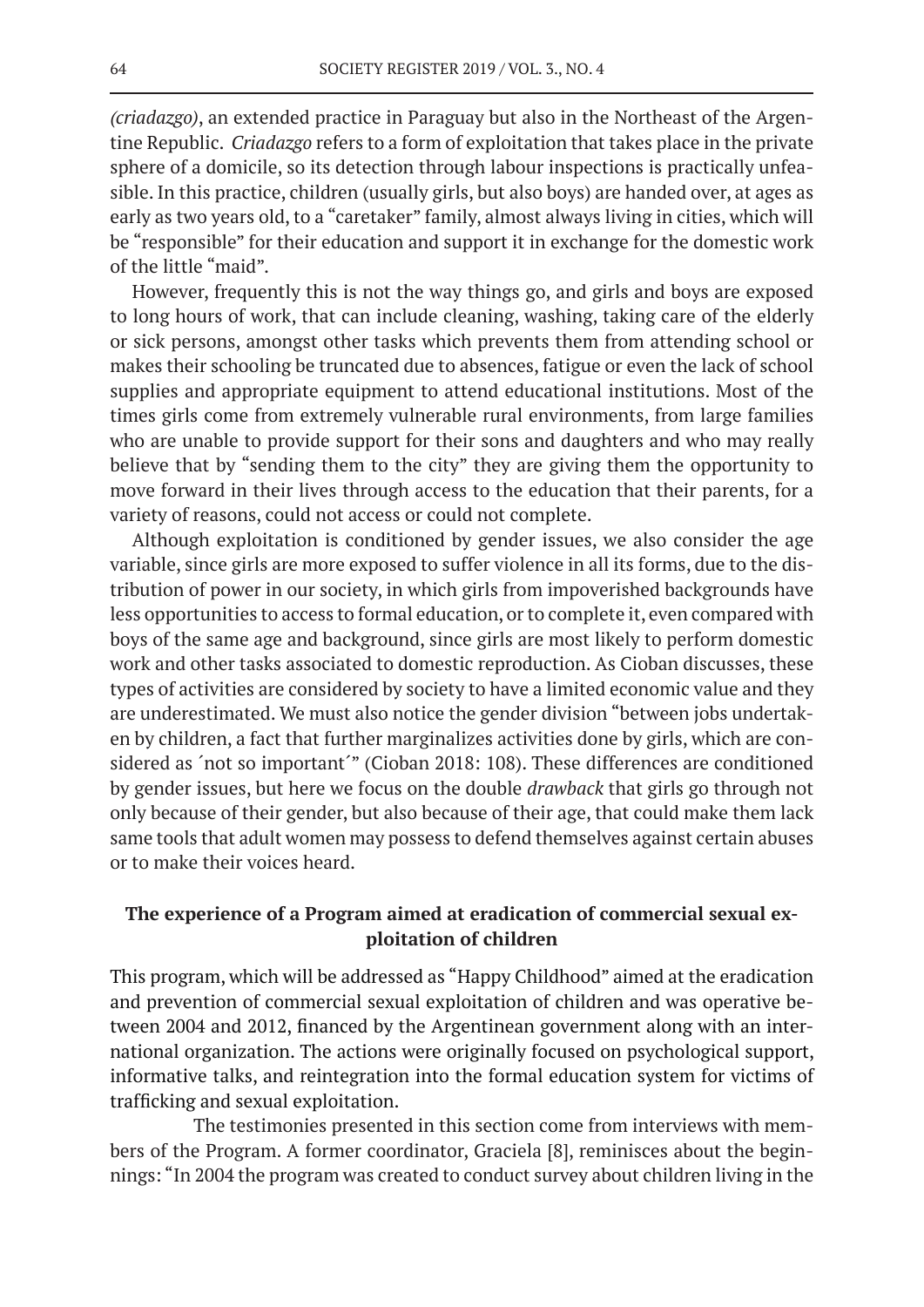*(criadazgo)*, an extended practice in Paraguay but also in the Northeast of the Argentine Republic. *Criadazgo* refers to a form of exploitation that takes place in the private sphere of a domicile, so its detection through labour inspections is practically unfeasible. In this practice, children (usually girls, but also boys) are handed over, at ages as early as two years old, to a "caretaker" family, almost always living in cities, which will be "responsible" for their education and support it in exchange for the domestic work of the little "maid".

However, frequently this is not the way things go, and girls and boys are exposed to long hours of work, that can include cleaning, washing, taking care of the elderly or sick persons, amongst other tasks which prevents them from attending school or makes their schooling be truncated due to absences, fatigue or even the lack of school supplies and appropriate equipment to attend educational institutions. Most of the times girls come from extremely vulnerable rural environments, from large families who are unable to provide support for their sons and daughters and who may really believe that by "sending them to the city" they are giving them the opportunity to move forward in their lives through access to the education that their parents, for a variety of reasons, could not access or could not complete.

Although exploitation is conditioned by gender issues, we also consider the age variable, since girls are more exposed to suffer violence in all its forms, due to the distribution of power in our society, in which girls from impoverished backgrounds have less opportunities to access to formal education, or to complete it, even compared with boys of the same age and background, since girls are most likely to perform domestic work and other tasks associated to domestic reproduction. As Cioban discusses, these types of activities are considered by society to have a limited economic value and they are underestimated. We must also notice the gender division "between jobs undertaken by children, a fact that further marginalizes activities done by girls, which are considered as ´not so important´" (Cioban 2018: 108). These differences are conditioned by gender issues, but here we focus on the double *drawback* that girls go through not only because of their gender, but also because of their age, that could make them lack same tools that adult women may possess to defend themselves against certain abuses or to make their voices heard.

## The experience of a Program aimed at eradication of commercial sexual exploitation of children

This program, which will be addressed as "Happy Childhood" aimed at the eradication and prevention of commercial sexual exploitation of children and was operative between 2004 and 2012, financed by the Argentinean government along with an international organization. The actions were originally focused on psychological support, informative talks, and reintegration into the formal education system for victims of trafficking and sexual exploitation.

The testimonies presented in this section come from interviews with members of the Program. A former coordinator, Graciela [8], reminisces about the beginnings: "In 2004 the program was created to conduct survey about children living in the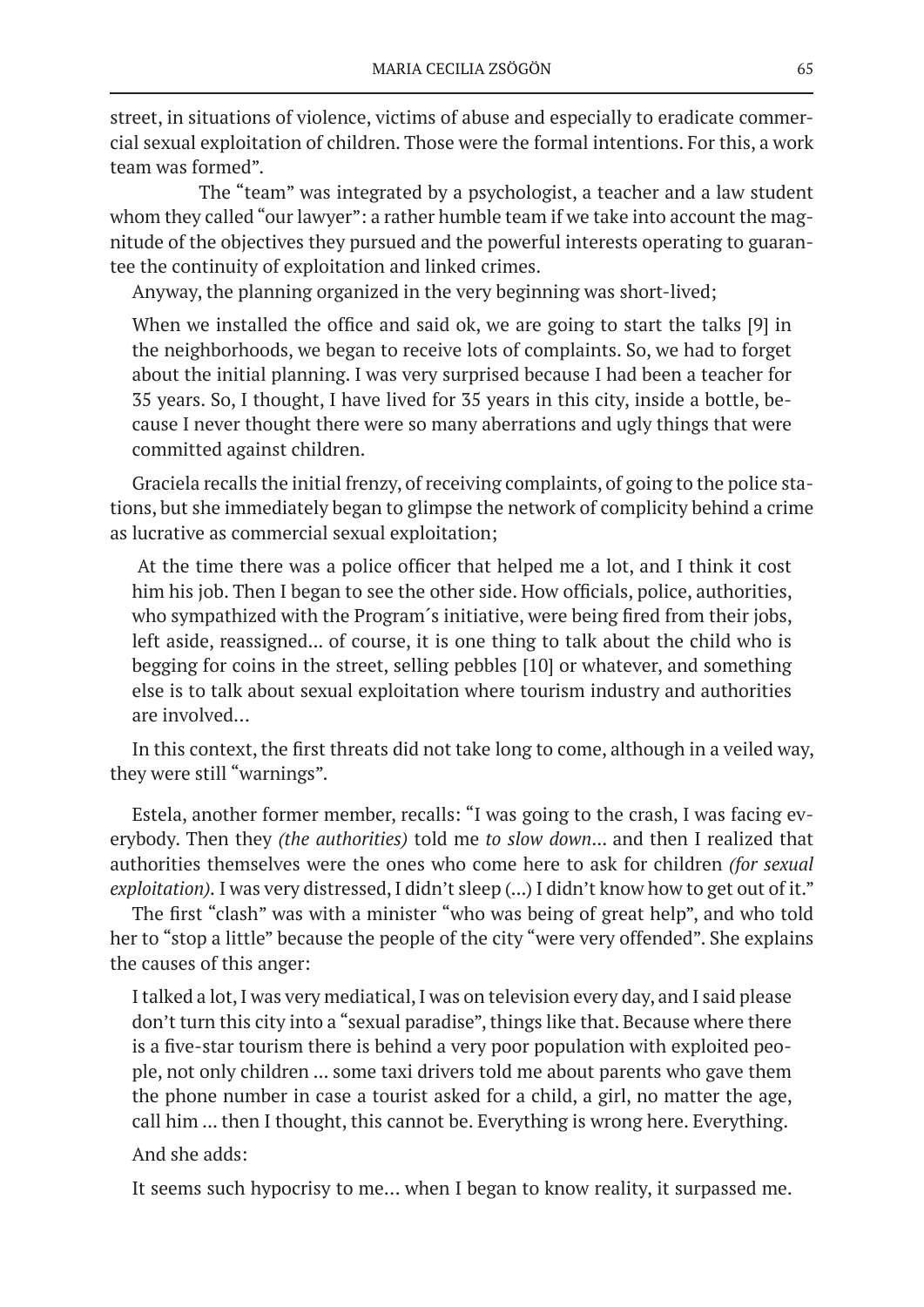street, in situations of violence, victims of abuse and especially to eradicate commercial sexual exploitation of children. Those were the formal intentions. For this, a work team was formed".

The "team" was integrated by a psychologist, a teacher and a law student whom they called "our lawyer": a rather humble team if we take into account the magnitude of the objectives they pursued and the powerful interests operating to guarantee the continuity of exploitation and linked crimes.

Anyway, the planning organized in the very beginning was short-lived;

> When we installed the office and said ok, we are going to start the talks [9] in the neighborhoods, we began to receive lots of complaints. So, we had to forget about the initial planning. I was very surprised because I had been a teacher for 35 years. So, I thought, I have lived for 35 years in this city, inside a bottle, because I never thought there were so many aberrations and ugly things that were committed against children.

Graciela recalls the initial frenzy, of receiving complaints, of going to the police stations, but she immediately began to glimpse the network of complicity behind a crime as lucrative as commercial sexual exploitation;

> At the time there was a police officer that helped me a lot, and I think it cost him his job. Then I began to see the other side. How officials, police, authorities, who sympathized with the Program´s initiative, were being fired from their jobs, left aside, reassigned... of course, it is one thing to talk about the child who is begging for coins in the street, selling pebbles [10] or whatever, and something else is to talk about sexual exploitation where tourism industry and authorities are involved...

In this context, the first threats did not take long to come, although in a veiled way, they were still "warnings".

Estela, another former member, recalls: "I was going to the crash, I was facing everybody. Then they *(the authorities)* told me *to slow down*... and then I realized that authorities themselves were the ones who come here to ask for children *(for sexual exploitation)*. I was very distressed, I didn't sleep (...) I didn't know how to get out of it."

The first "clash" was with a minister "who was being of great help", and who told her to "stop a little" because the people of the city "were very offended". She explains the causes of this anger:

> I talked a lot, I was very mediatical, I was on television every day, and I said please don't turn this city into a "sexual paradise", things like that. Because where there is a five-star tourism there is behind a very poor population with exploited people, not only children ... some taxi drivers told me about parents who gave them the phone number in case a tourist asked for a child, a girl, no matter the age, call him ... then I thought, this cannot be. Everything is wrong here. Everything.
>
> And she adds:
>
> It seems such hypocrisy to me... when I began to know reality, it surpassed me.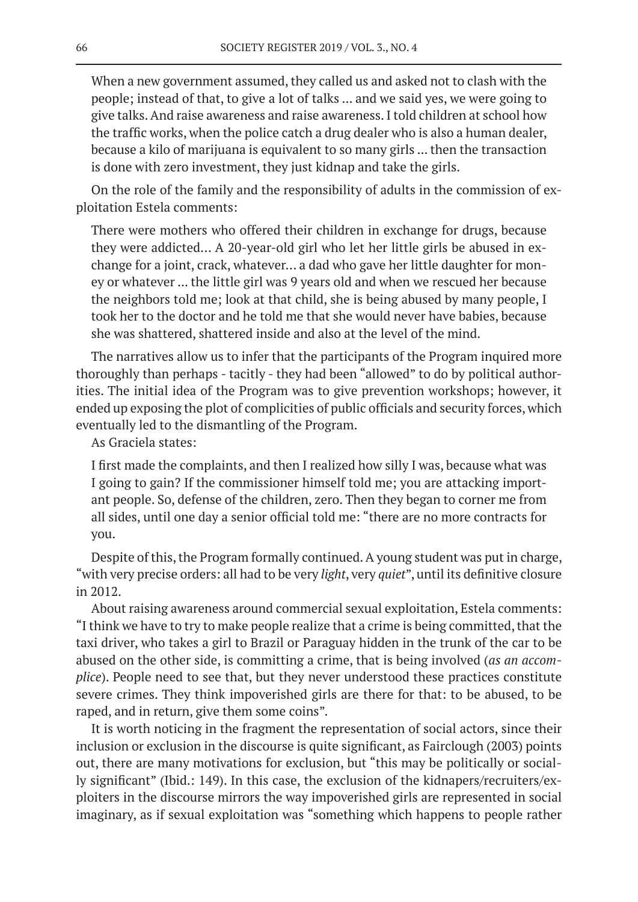> When a new government assumed, they called us and asked not to clash with the people; instead of that, to give a lot of talks ... and we said yes, we were going to give talks. And raise awareness and raise awareness. I told children at school how the traffic works, when the police catch a drug dealer who is also a human dealer, because a kilo of marijuana is equivalent to so many girls ... then the transaction is done with zero investment, they just kidnap and take the girls.

On the role of the family and the responsibility of adults in the commission of exploitation Estela comments:

> There were mothers who offered their children in exchange for drugs, because they were addicted… A 20-year-old girl who let her little girls be abused in exchange for a joint, crack, whatever… a dad who gave her little daughter for money or whatever ... the little girl was 9 years old and when we rescued her because the neighbors told me; look at that child, she is being abused by many people, I took her to the doctor and he told me that she would never have babies, because she was shattered, shattered inside and also at the level of the mind.

The narratives allow us to infer that the participants of the Program inquired more thoroughly than perhaps - tacitly - they had been "allowed" to do by political authorities. The initial idea of the Program was to give prevention workshops; however, it ended up exposing the plot of complicities of public officials and security forces, which eventually led to the dismantling of the Program.

As Graciela states:

> I first made the complaints, and then I realized how silly I was, because what was I going to gain? If the commissioner himself told me; you are attacking important people. So, defense of the children, zero. Then they began to corner me from all sides, until one day a senior official told me: "there are no more contracts for you.

Despite of this, the Program formally continued. A young student was put in charge, "with very precise orders: all had to be very *light*, very *quiet*", until its definitive closure in 2012.

About raising awareness around commercial sexual exploitation, Estela comments: "I think we have to try to make people realize that a crime is being committed, that the taxi driver, who takes a girl to Brazil or Paraguay hidden in the trunk of the car to be abused on the other side, is committing a crime, that is being involved (*as an accomplice*). People need to see that, but they never understood these practices constitute severe crimes. They think impoverished girls are there for that: to be abused, to be raped, and in return, give them some coins".

It is worth noticing in the fragment the representation of social actors, since their inclusion or exclusion in the discourse is quite significant, as Fairclough (2003) points out, there are many motivations for exclusion, but "this may be politically or socially significant" (Ibid.: 149). In this case, the exclusion of the kidnapers/recruiters/exploiters in the discourse mirrors the way impoverished girls are represented in social imaginary, as if sexual exploitation was "something which happens to people rather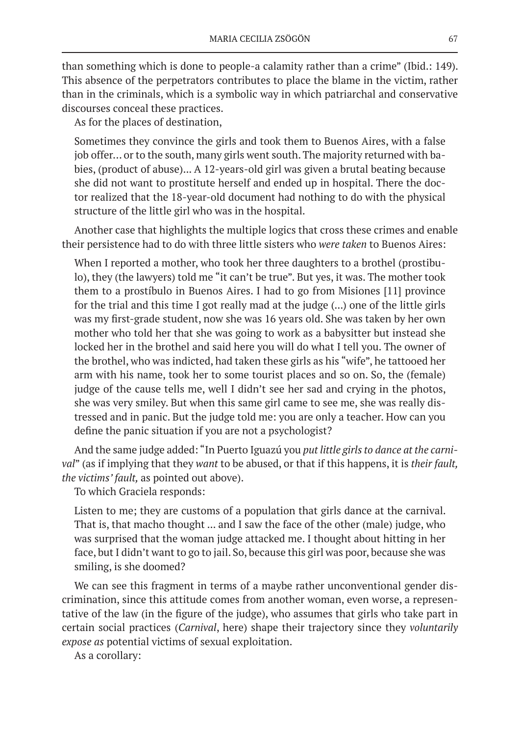than something which is done to people-a calamity rather than a crime" (Ibid.: 149). This absence of the perpetrators contributes to place the blame in the victim, rather than in the criminals, which is a symbolic way in which patriarchal and conservative discourses conceal these practices.

As for the places of destination,

> Sometimes they convince the girls and took them to Buenos Aires, with a false job offer… or to the south, many girls went south. The majority returned with babies, (product of abuse)… A 12-years-old girl was given a brutal beating because she did not want to prostitute herself and ended up in hospital. There the doctor realized that the 18-year-old document had nothing to do with the physical structure of the little girl who was in the hospital.

Another case that highlights the multiple logics that cross these crimes and enable their persistence had to do with three little sisters who *were taken* to Buenos Aires:

> When I reported a mother, who took her three daughters to a brothel (prostibulo), they (the lawyers) told me "it can't be true". But yes, it was. The mother took them to a prostíbulo in Buenos Aires. I had to go from Misiones [11] province for the trial and this time I got really mad at the judge (...) one of the little girls was my first-grade student, now she was 16 years old. She was taken by her own mother who told her that she was going to work as a babysitter but instead she locked her in the brothel and said here you will do what I tell you. The owner of the brothel, who was indicted, had taken these girls as his "wife", he tattooed her arm with his name, took her to some tourist places and so on. So, the (female) judge of the cause tells me, well I didn't see her sad and crying in the photos, she was very smiley. But when this same girl came to see me, she was really distressed and in panic. But the judge told me: you are only a teacher. How can you define the panic situation if you are not a psychologist?

And the same judge added: "In Puerto Iguazú you *put little girls to dance at the carnival*" (as if implying that they *want* to be abused, or that if this happens, it is *their fault, the victims' fault,* as pointed out above).

To which Graciela responds:

> Listen to me; they are customs of a population that girls dance at the carnival. That is, that macho thought ... and I saw the face of the other (male) judge, who was surprised that the woman judge attacked me. I thought about hitting in her face, but I didn't want to go to jail. So, because this girl was poor, because she was smiling, is she doomed?

We can see this fragment in terms of a maybe rather unconventional gender discrimination, since this attitude comes from another woman, even worse, a representative of the law (in the figure of the judge), who assumes that girls who take part in certain social practices (*Carnival*, here) shape their trajectory since they *voluntarily expose as* potential victims of sexual exploitation.

As a corollary: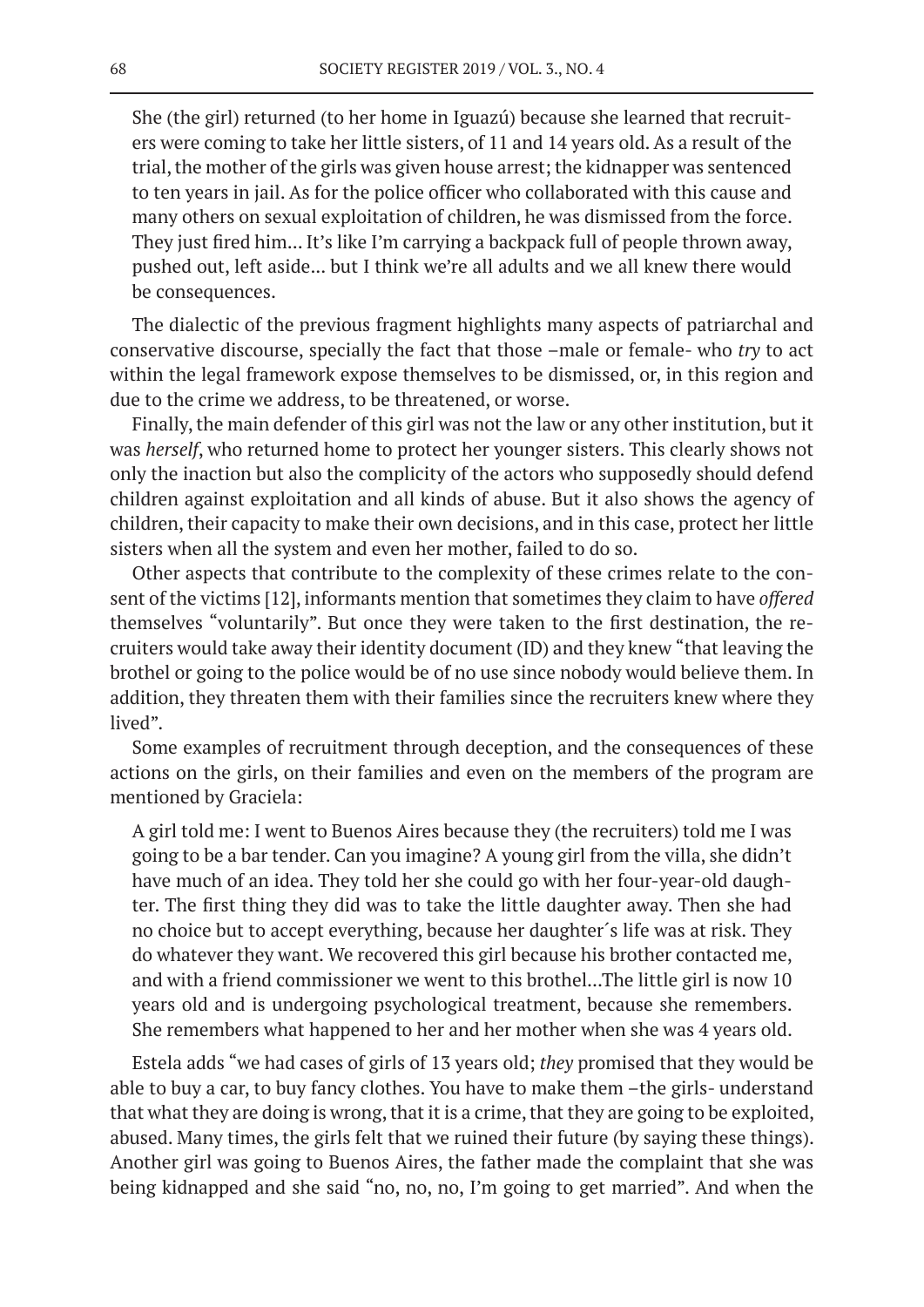> She (the girl) returned (to her home in Iguazú) because she learned that recruiters were coming to take her little sisters, of 11 and 14 years old. As a result of the trial, the mother of the girls was given house arrest; the kidnapper was sentenced to ten years in jail. As for the police officer who collaborated with this cause and many others on sexual exploitation of children, he was dismissed from the force. They just fired him... It's like I'm carrying a backpack full of people thrown away, pushed out, left aside... but I think we're all adults and we all knew there would be consequences.

The dialectic of the previous fragment highlights many aspects of patriarchal and conservative discourse, specially the fact that those –male or female- who *try* to act within the legal framework expose themselves to be dismissed, or, in this region and due to the crime we address, to be threatened, or worse.

Finally, the main defender of this girl was not the law or any other institution, but it was *herself*, who returned home to protect her younger sisters. This clearly shows not only the inaction but also the complicity of the actors who supposedly should defend children against exploitation and all kinds of abuse. But it also shows the agency of children, their capacity to make their own decisions, and in this case, protect her little sisters when all the system and even her mother, failed to do so.

Other aspects that contribute to the complexity of these crimes relate to the consent of the victims [12], informants mention that sometimes they claim to have *offered* themselves "voluntarily". But once they were taken to the first destination, the recruiters would take away their identity document (ID) and they knew "that leaving the brothel or going to the police would be of no use since nobody would believe them. In addition, they threaten them with their families since the recruiters knew where they lived".

Some examples of recruitment through deception, and the consequences of these actions on the girls, on their families and even on the members of the program are mentioned by Graciela:

> A girl told me: I went to Buenos Aires because they (the recruiters) told me I was going to be a bar tender. Can you imagine? A young girl from the villa, she didn't have much of an idea. They told her she could go with her four-year-old daughter. The first thing they did was to take the little daughter away. Then she had no choice but to accept everything, because her daughter´s life was at risk. They do whatever they want. We recovered this girl because his brother contacted me, and with a friend commissioner we went to this brothel...The little girl is now 10 years old and is undergoing psychological treatment, because she remembers. She remembers what happened to her and her mother when she was 4 years old.

Estela adds "we had cases of girls of 13 years old; *they* promised that they would be able to buy a car, to buy fancy clothes. You have to make them –the girls- understand that what they are doing is wrong, that it is a crime, that they are going to be exploited, abused. Many times, the girls felt that we ruined their future (by saying these things). Another girl was going to Buenos Aires, the father made the complaint that she was being kidnapped and she said "no, no, no, I'm going to get married". And when the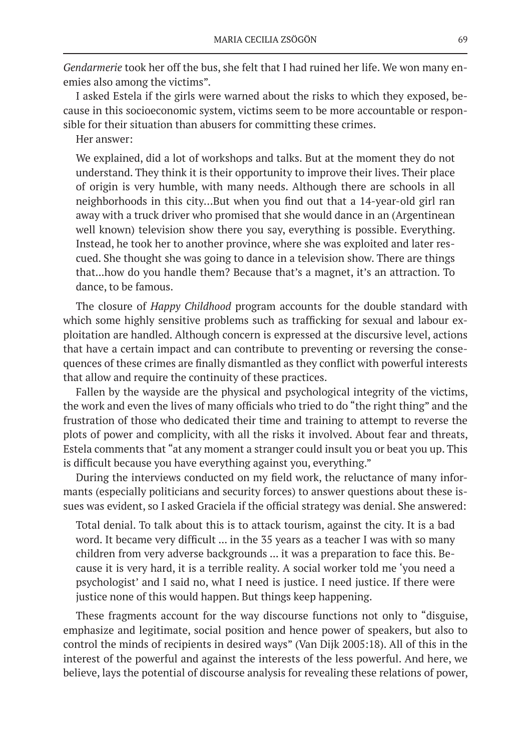*Gendarmerie* took her off the bus, she felt that I had ruined her life. We won many enemies also among the victims".

I asked Estela if the girls were warned about the risks to which they exposed, because in this socioeconomic system, victims seem to be more accountable or responsible for their situation than abusers for committing these crimes.

Her answer:

> We explained, did a lot of workshops and talks. But at the moment they do not understand. They think it is their opportunity to improve their lives. Their place of origin is very humble, with many needs. Although there are schools in all neighborhoods in this city…But when you find out that a 14-year-old girl ran away with a truck driver who promised that she would dance in an (Argentinean well known) television show there you say, everything is possible. Everything. Instead, he took her to another province, where she was exploited and later rescued. She thought she was going to dance in a television show. There are things that…how do you handle them? Because that's a magnet, it's an attraction. To dance, to be famous.

The closure of *Happy Childhood* program accounts for the double standard with which some highly sensitive problems such as trafficking for sexual and labour exploitation are handled. Although concern is expressed at the discursive level, actions that have a certain impact and can contribute to preventing or reversing the consequences of these crimes are finally dismantled as they conflict with powerful interests that allow and require the continuity of these practices.

Fallen by the wayside are the physical and psychological integrity of the victims, the work and even the lives of many officials who tried to do "the right thing" and the frustration of those who dedicated their time and training to attempt to reverse the plots of power and complicity, with all the risks it involved. About fear and threats, Estela comments that "at any moment a stranger could insult you or beat you up. This is difficult because you have everything against you, everything."

During the interviews conducted on my field work, the reluctance of many informants (especially politicians and security forces) to answer questions about these issues was evident, so I asked Graciela if the official strategy was denial. She answered:

> Total denial. To talk about this is to attack tourism, against the city. It is a bad word. It became very difficult ... in the 35 years as a teacher I was with so many children from very adverse backgrounds ... it was a preparation to face this. Because it is very hard, it is a terrible reality. A social worker told me 'you need a psychologist' and I said no, what I need is justice. I need justice. If there were justice none of this would happen. But things keep happening.

These fragments account for the way discourse functions not only to "disguise, emphasize and legitimate, social position and hence power of speakers, but also to control the minds of recipients in desired ways" (Van Dijk 2005:18). All of this in the interest of the powerful and against the interests of the less powerful. And here, we believe, lays the potential of discourse analysis for revealing these relations of power,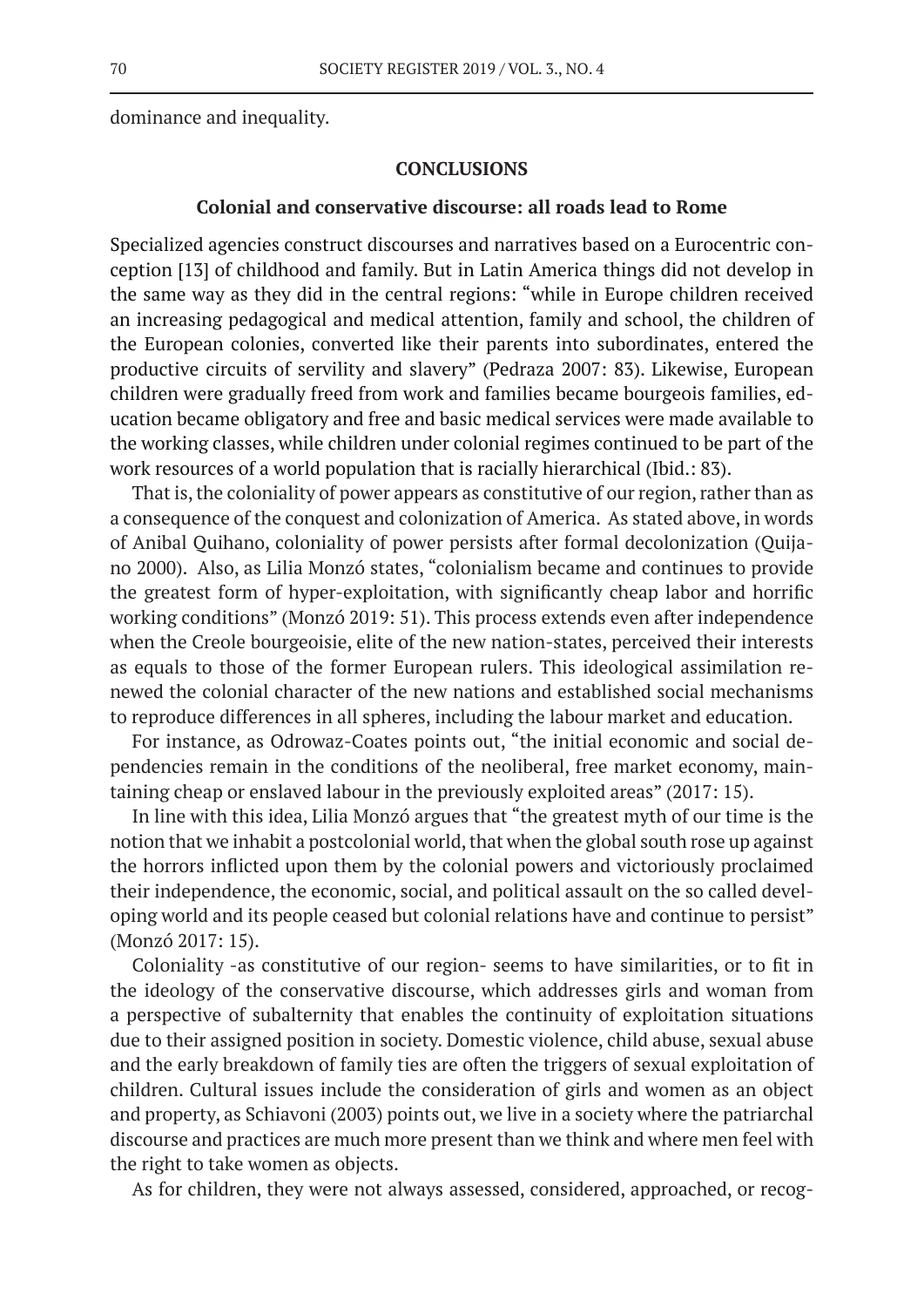dominance and inequality.

## CONCLUSIONS

### Colonial and conservative discourse: all roads lead to Rome

Specialized agencies construct discourses and narratives based on a Eurocentric conception [13] of childhood and family. But in Latin America things did not develop in the same way as they did in the central regions: "while in Europe children received an increasing pedagogical and medical attention, family and school, the children of the European colonies, converted like their parents into subordinates, entered the productive circuits of servility and slavery" (Pedraza 2007: 83). Likewise, European children were gradually freed from work and families became bourgeois families, education became obligatory and free and basic medical services were made available to the working classes, while children under colonial regimes continued to be part of the work resources of a world population that is racially hierarchical (Ibid.: 83).

That is, the coloniality of power appears as constitutive of our region, rather than as a consequence of the conquest and colonization of America. As stated above, in words of Anibal Quihano, coloniality of power persists after formal decolonization (Quijano 2000). Also, as Lilia Monzó states, "colonialism became and continues to provide the greatest form of hyper-exploitation, with significantly cheap labor and horrific working conditions" (Monzó 2019: 51). This process extends even after independence when the Creole bourgeoisie, elite of the new nation-states, perceived their interests as equals to those of the former European rulers. This ideological assimilation renewed the colonial character of the new nations and established social mechanisms to reproduce differences in all spheres, including the labour market and education.

For instance, as Odrowaz-Coates points out, "the initial economic and social dependencies remain in the conditions of the neoliberal, free market economy, maintaining cheap or enslaved labour in the previously exploited areas" (2017: 15).

In line with this idea, Lilia Monzó argues that "the greatest myth of our time is the notion that we inhabit a postcolonial world, that when the global south rose up against the horrors inflicted upon them by the colonial powers and victoriously proclaimed their independence, the economic, social, and political assault on the so called developing world and its people ceased but colonial relations have and continue to persist" (Monzó 2017: 15).

Coloniality -as constitutive of our region- seems to have similarities, or to fit in the ideology of the conservative discourse, which addresses girls and woman from a perspective of subalternity that enables the continuity of exploitation situations due to their assigned position in society. Domestic violence, child abuse, sexual abuse and the early breakdown of family ties are often the triggers of sexual exploitation of children. Cultural issues include the consideration of girls and women as an object and property, as Schiavoni (2003) points out, we live in a society where the patriarchal discourse and practices are much more present than we think and where men feel with the right to take women as objects.

As for children, they were not always assessed, considered, approached, or recog-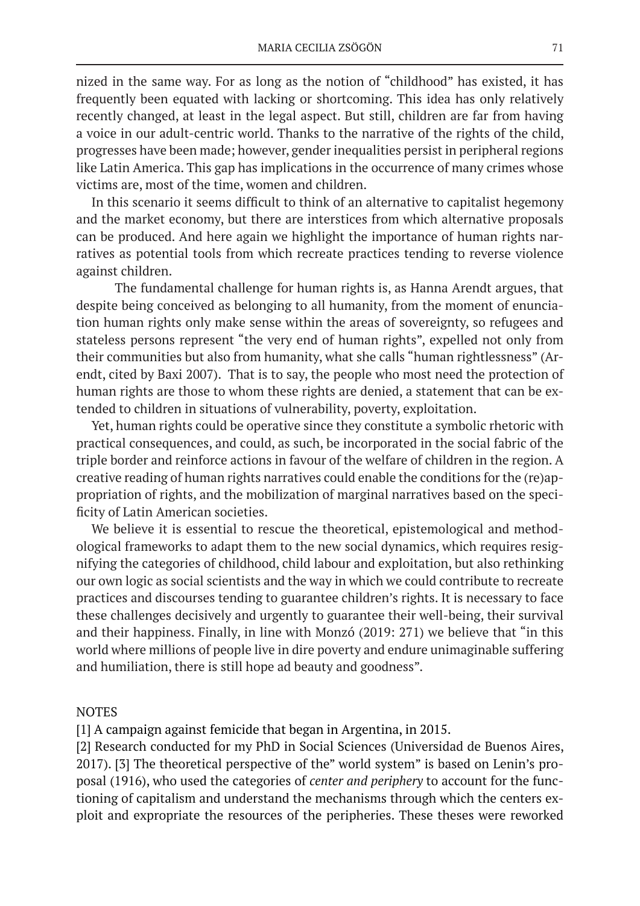nized in the same way. For as long as the notion of "childhood" has existed, it has frequently been equated with lacking or shortcoming. This idea has only relatively recently changed, at least in the legal aspect. But still, children are far from having a voice in our adult-centric world. Thanks to the narrative of the rights of the child, progresses have been made; however, gender inequalities persist in peripheral regions like Latin America. This gap has implications in the occurrence of many crimes whose victims are, most of the time, women and children.

In this scenario it seems difficult to think of an alternative to capitalist hegemony and the market economy, but there are interstices from which alternative proposals can be produced. And here again we highlight the importance of human rights narratives as potential tools from which recreate practices tending to reverse violence against children.

The fundamental challenge for human rights is, as Hanna Arendt argues, that despite being conceived as belonging to all humanity, from the moment of enunciation human rights only make sense within the areas of sovereignty, so refugees and stateless persons represent "the very end of human rights", expelled not only from their communities but also from humanity, what she calls "human rightlessness" (Arendt, cited by Baxi 2007). That is to say, the people who most need the protection of human rights are those to whom these rights are denied, a statement that can be extended to children in situations of vulnerability, poverty, exploitation.

Yet, human rights could be operative since they constitute a symbolic rhetoric with practical consequences, and could, as such, be incorporated in the social fabric of the triple border and reinforce actions in favour of the welfare of children in the region. A creative reading of human rights narratives could enable the conditions for the (re)appropriation of rights, and the mobilization of marginal narratives based on the specificity of Latin American societies.

We believe it is essential to rescue the theoretical, epistemological and methodological frameworks to adapt them to the new social dynamics, which requires resignifying the categories of childhood, child labour and exploitation, but also rethinking our own logic as social scientists and the way in which we could contribute to recreate practices and discourses tending to guarantee children's rights. It is necessary to face these challenges decisively and urgently to guarantee their well-being, their survival and their happiness. Finally, in line with Monzó (2019: 271) we believe that "in this world where millions of people live in dire poverty and endure unimaginable suffering and humiliation, there is still hope ad beauty and goodness".

NOTES

[1] A campaign against femicide that began in Argentina, in 2015.

[2] Research conducted for my PhD in Social Sciences (Universidad de Buenos Aires, 2017). [3] The theoretical perspective of the" world system" is based on Lenin's proposal (1916), who used the categories of *center and periphery* to account for the functioning of capitalism and understand the mechanisms through which the centers exploit and expropriate the resources of the peripheries. These theses were reworked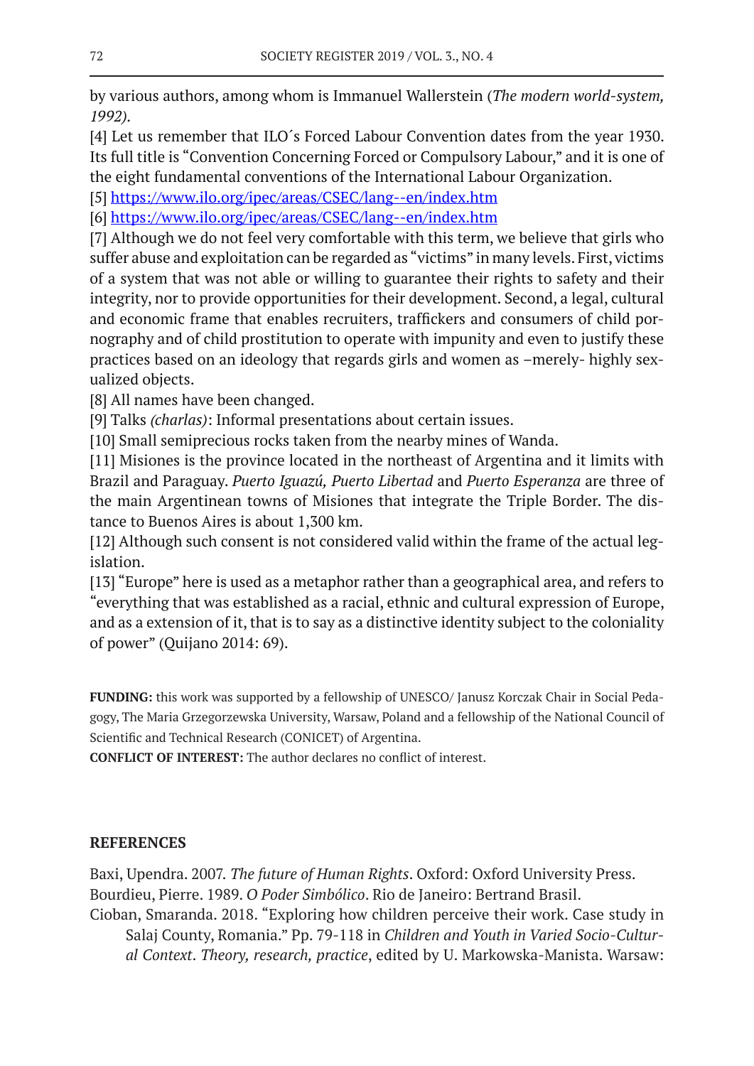by various authors, among whom is Immanuel Wallerstein (*The modern world-system, 1992)*.

[4] Let us remember that ILO´s Forced Labour Convention dates from the year 1930. Its full title is "Convention Concerning Forced or Compulsory Labour," and it is one of the eight fundamental conventions of the International Labour Organization.

[5] https://www.ilo.org/ipec/areas/CSEC/lang--en/index.htm

[6] https://www.ilo.org/ipec/areas/CSEC/lang--en/index.htm

[7] Although we do not feel very comfortable with this term, we believe that girls who suffer abuse and exploitation can be regarded as "victims" in many levels. First, victims of a system that was not able or willing to guarantee their rights to safety and their integrity, nor to provide opportunities for their development. Second, a legal, cultural and economic frame that enables recruiters, traffickers and consumers of child pornography and of child prostitution to operate with impunity and even to justify these practices based on an ideology that regards girls and women as –merely- highly sexualized objects.

[8] All names have been changed.

[9] Talks *(charlas)*: Informal presentations about certain issues.

[10] Small semiprecious rocks taken from the nearby mines of Wanda.

[11] Misiones is the province located in the northeast of Argentina and it limits with Brazil and Paraguay. *Puerto Iguazú, Puerto Libertad* and *Puerto Esperanza* are three of the main Argentinean towns of Misiones that integrate the Triple Border. The distance to Buenos Aires is about 1,300 km.

[12] Although such consent is not considered valid within the frame of the actual legislation.

[13] "Europe" here is used as a metaphor rather than a geographical area, and refers to "everything that was established as a racial, ethnic and cultural expression of Europe, and as a extension of it, that is to say as a distinctive identity subject to the coloniality of power" (Quijano 2014: 69).

**FUNDING:** this work was supported by a fellowship of UNESCO/ Janusz Korczak Chair in Social Pedagogy, The Maria Grzegorzewska University, Warsaw, Poland and a fellowship of the National Council of Scientific and Technical Research (CONICET) of Argentina.

**CONFLICT OF INTEREST:** The author declares no conflict of interest.

## REFERENCES

Baxi, Upendra. 2007. *The future of Human Rights*. Oxford: Oxford University Press.

Bourdieu, Pierre. 1989. *O Poder Simbólico*. Rio de Janeiro: Bertrand Brasil.

Cioban, Smaranda. 2018. "Exploring how children perceive their work. Case study in Salaj County, Romania." Pp. 79-118 in *Children and Youth in Varied Socio-Cultural Context. Theory, research, practice*, edited by U. Markowska-Manista. Warsaw: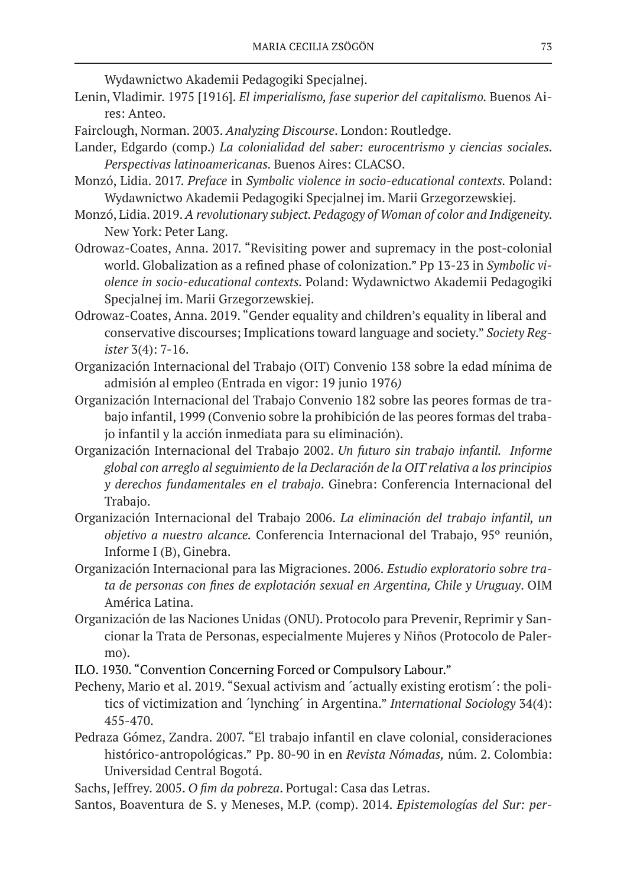Wydawnictwo Akademii Pedagogiki Specjalnej.

Lenin, Vladimir. 1975 [1916]. *El imperialismo, fase superior del capitalismo.* Buenos Aires: Anteo.

Fairclough, Norman. 2003. *Analyzing Discourse*. London: Routledge.

Lander, Edgardo (comp.) *La colonialidad del saber: eurocentrismo y ciencias sociales. Perspectivas latinoamericanas.* Buenos Aires: CLACSO.

Monzó, Lidia. 2017. *Preface* in *Symbolic violence in socio-educational contexts.* Poland: Wydawnictwo Akademii Pedagogiki Specjalnej im. Marii Grzegorzewskiej.

Monzó, Lidia. 2019. *A revolutionary subject. Pedagogy of Woman of color and Indigeneity.* New York: Peter Lang.

Odrowaz-Coates, Anna. 2017. "Revisiting power and supremacy in the post-colonial world. Globalization as a refined phase of colonization." Pp 13-23 in *Symbolic violence in socio-educational contexts.* Poland: Wydawnictwo Akademii Pedagogiki Specjalnej im. Marii Grzegorzewskiej.

Odrowaz-Coates, Anna. 2019. "Gender equality and children's equality in liberal and conservative discourses; Implications toward language and society." *Society Register* 3(4): 7-16.

Organización Internacional del Trabajo (OIT) Convenio 138 sobre la edad mínima de admisión al empleo (Entrada en vigor: 19 junio 1976*)*

Organización Internacional del Trabajo Convenio 182 sobre las peores formas de trabajo infantil, 1999 (Convenio sobre la prohibición de las peores formas del trabajo infantil y la acción inmediata para su eliminación).

Organización Internacional del Trabajo 2002. *Un futuro sin trabajo infantil. Informe global con arreglo al seguimiento de la Declaración de la OIT relativa a los principios y derechos fundamentales en el trabajo*. Ginebra: Conferencia Internacional del Trabajo.

Organización Internacional del Trabajo 2006. *La eliminación del trabajo infantil, un objetivo a nuestro alcance.* Conferencia Internacional del Trabajo, 95º reunión, Informe I (B), Ginebra.

Organización Internacional para las Migraciones. 2006. *Estudio exploratorio sobre trata de personas con fines de explotación sexual en Argentina, Chile y Uruguay*. OIM América Latina.

Organización de las Naciones Unidas (ONU). Protocolo para Prevenir, Reprimir y Sancionar la Trata de Personas, especialmente Mujeres y Niños (Protocolo de Palermo).

ILO. 1930. "Convention Concerning Forced or Compulsory Labour."

Pecheny, Mario et al. 2019. "Sexual activism and ´actually existing erotism´: the politics of victimization and ´lynching´ in Argentina." *International Sociology* 34(4): 455-470.

Pedraza Gómez, Zandra. 2007. "El trabajo infantil en clave colonial, consideraciones histórico-antropológicas." Pp. 80-90 in en *Revista Nómadas,* núm. 2. Colombia: Universidad Central Bogotá.

Sachs, Jeffrey. 2005. *O fim da pobreza*. Portugal: Casa das Letras.

Santos, Boaventura de S. y Meneses, M.P. (comp). 2014. *Epistemologías del Sur: per-*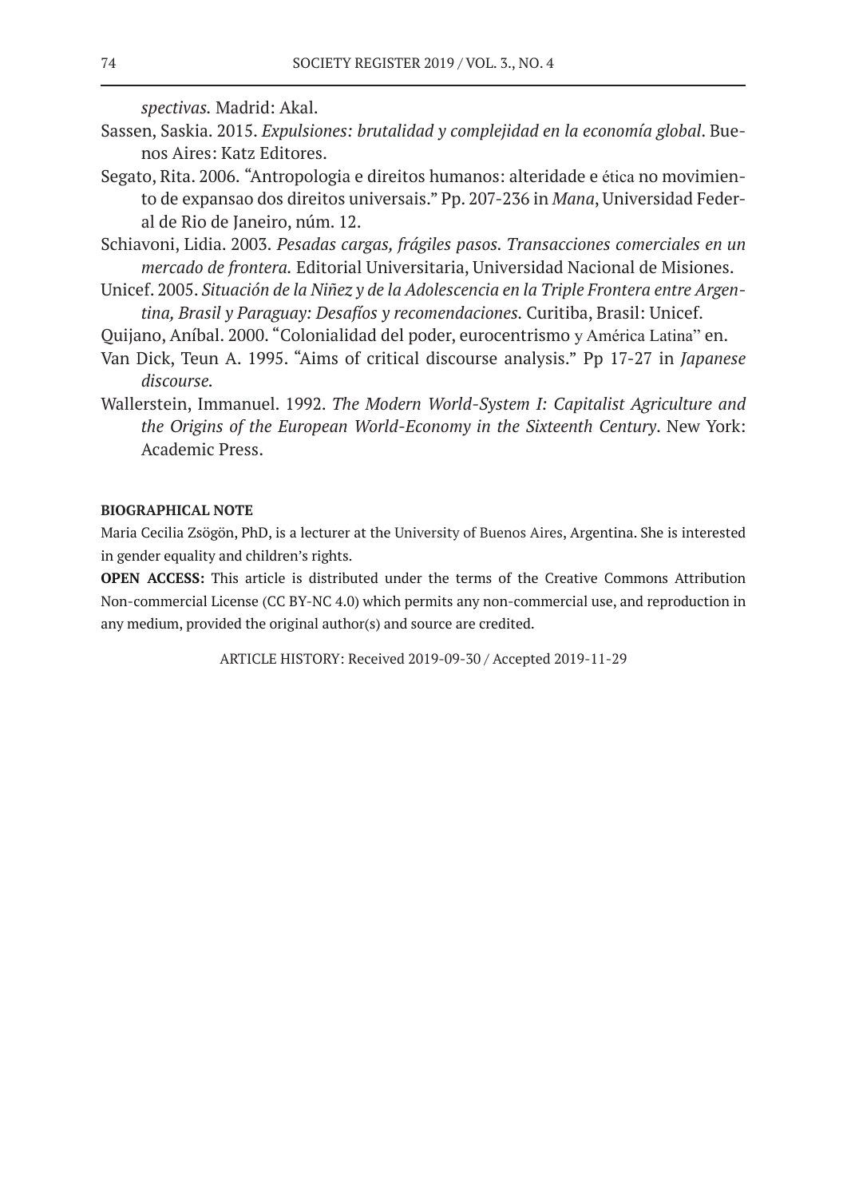*spectivas.* Madrid: Akal.

Sassen, Saskia. 2015. *Expulsiones: brutalidad y complejidad en la economía global*. Buenos Aires: Katz Editores.

Segato, Rita. 2006. "Antropologia e direitos humanos: alteridade e ética no movimiento de expansao dos direitos universais." Pp. 207-236 in *Mana*, Universidad Federal de Rio de Janeiro, núm. 12.

Schiavoni, Lidia. 2003. *Pesadas cargas, frágiles pasos. Transacciones comerciales en un mercado de frontera.* Editorial Universitaria, Universidad Nacional de Misiones.

Unicef. 2005. *Situación de la Niñez y de la Adolescencia en la Triple Frontera entre Argentina, Brasil y Paraguay: Desafíos y recomendaciones.* Curitiba, Brasil: Unicef.

Quijano, Aníbal. 2000. "Colonialidad del poder, eurocentrismo y América Latina" en.

Van Dick, Teun A. 1995. "Aims of critical discourse analysis." Pp 17-27 in *Japanese discourse.*

Wallerstein, Immanuel. 1992. *The Modern World-System I: Capitalist Agriculture and the Origins of the European World-Economy in the Sixteenth Century*. New York: Academic Press.

**BIOGRAPHICAL NOTE**

Maria Cecilia Zsögön, PhD, is a lecturer at the University of Buenos Aires, Argentina. She is interested in gender equality and children's rights.

**OPEN ACCESS:** This article is distributed under the terms of the Creative Commons Attribution Non-commercial License (CC BY-NC 4.0) which permits any non-commercial use, and reproduction in any medium, provided the original author(s) and source are credited.

ARTICLE HISTORY: Received 2019-09-30 / Accepted 2019-11-29